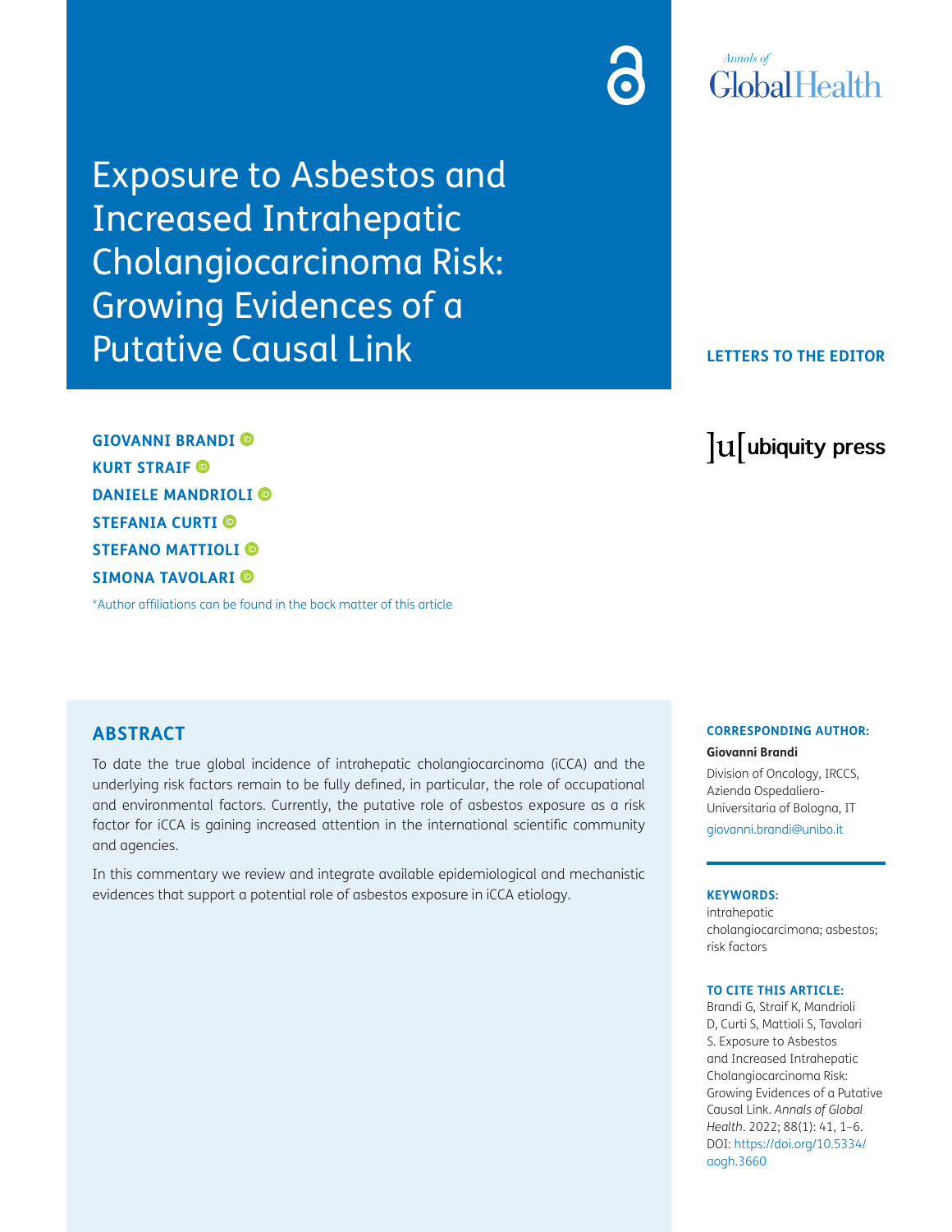# Exposure to Asbestos and Increased Intrahepatic Cholangiocarcinoma Risk: Growing Evidences of a Putative Causal Link

LETTERS TO THE EDITOR

**GIOVANNI BRANDI**
**KURT STRAIF**
**DANIELE MANDRIOLI**
**STEFANIA CURTI**
**STEFANO MATTIOLI**
**SIMONA TAVOLARI**

*Author affiliations can be found in the back matter of this article

## ABSTRACT

To date the true global incidence of intrahepatic cholangiocarcinoma (iCCA) and the underlying risk factors remain to be fully defined, in particular, the role of occupational and environmental factors. Currently, the putative role of asbestos exposure as a risk factor for iCCA is gaining increased attention in the international scientific community and agencies.

In this commentary we review and integrate available epidemiological and mechanistic evidences that support a potential role of asbestos exposure in iCCA etiology.

**CORRESPONDING AUTHOR:**

**Giovanni Brandi**

Division of Oncology, IRCCS, Azienda Ospedaliero-Universitaria of Bologna, IT

giovanni.brandi@unibo.it

**KEYWORDS:**

intrahepatic cholangiocarcimona; asbestos; risk factors

**TO CITE THIS ARTICLE:**

Brandi G, Straif K, Mandrioli D, Curti S, Mattioli S, Tavolari S. Exposure to Asbestos and Increased Intrahepatic Cholangiocarcinoma Risk: Growing Evidences of a Putative Causal Link. *Annals of Global Health*. 2022; 88(1): 41, 1–6. DOI: https://doi.org/10.5334/aogh.3660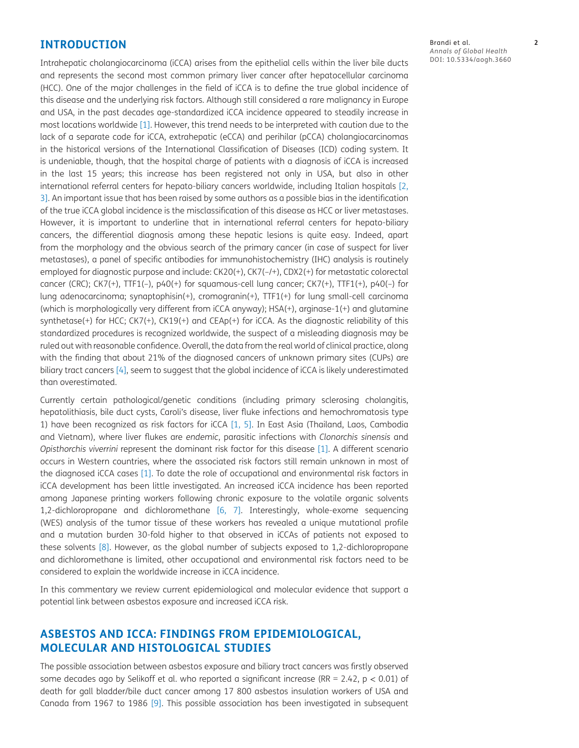## INTRODUCTION

Intrahepatic cholangiocarcinoma (iCCA) arises from the epithelial cells within the liver bile ducts and represents the second most common primary liver cancer after hepatocellular carcinoma (HCC). One of the major challenges in the field of iCCA is to define the true global incidence of this disease and the underlying risk factors. Although still considered a rare malignancy in Europe and USA, in the past decades age-standardized iCCA incidence appeared to steadily increase in most locations worldwide [1]. However, this trend needs to be interpreted with caution due to the lack of a separate code for iCCA, extrahepatic (eCCA) and perihilar (pCCA) cholangiocarcinomas in the historical versions of the International Classification of Diseases (ICD) coding system. It is undeniable, though, that the hospital charge of patients with a diagnosis of iCCA is increased in the last 15 years; this increase has been registered not only in USA, but also in other international referral centers for hepato-biliary cancers worldwide, including Italian hospitals [2, 3]. An important issue that has been raised by some authors as a possible bias in the identification of the true iCCA global incidence is the misclassification of this disease as HCC or liver metastases. However, it is important to underline that in international referral centers for hepato-biliary cancers, the differential diagnosis among these hepatic lesions is quite easy. Indeed, apart from the morphology and the obvious search of the primary cancer (in case of suspect for liver metastases), a panel of specific antibodies for immunohistochemistry (IHC) analysis is routinely employed for diagnostic purpose and include: CK20(+), CK7(–/+), CDX2(+) for metastatic colorectal cancer (CRC); CK7(+), TTF1(–), p40(+) for squamous-cell lung cancer; CK7(+), TTF1(+), p40(–) for lung adenocarcinoma; synaptophisin(+), cromogranin(+), TTF1(+) for lung small-cell carcinoma (which is morphologically very different from iCCA anyway); HSA(+), arginase-1(+) and glutamine synthetase(+) for HCC; CK7(+), CK19(+) and CEAp(+) for iCCA. As the diagnostic reliability of this standardized procedures is recognized worldwide, the suspect of a misleading diagnosis may be ruled out with reasonable confidence. Overall, the data from the real world of clinical practice, along with the finding that about 21% of the diagnosed cancers of unknown primary sites (CUPs) are biliary tract cancers [4], seem to suggest that the global incidence of iCCA is likely underestimated than overestimated.

Currently certain pathological/genetic conditions (including primary sclerosing cholangitis, hepatolithiasis, bile duct cysts, Caroli's disease, liver fluke infections and hemochromatosis type 1) have been recognized as risk factors for iCCA [1, 5]. In East Asia (Thailand, Laos, Cambodia and Vietnam), where liver flukes are *endemic*, parasitic infections with *Clonorchis sinensis* and *Opisthorchis viverrini* represent the dominant risk factor for this disease [1]. A different scenario occurs in Western countries, where the associated risk factors still remain unknown in most of the diagnosed iCCA cases [1]. To date the role of occupational and environmental risk factors in iCCA development has been little investigated. An increased iCCA incidence has been reported among Japanese printing workers following chronic exposure to the volatile organic solvents 1,2-dichloropropane and dichloromethane [6, 7]. Interestingly, whole-exome sequencing (WES) analysis of the tumor tissue of these workers has revealed a unique mutational profile and a mutation burden 30-fold higher to that observed in iCCAs of patients not exposed to these solvents [8]. However, as the global number of subjects exposed to 1,2-dichloropropane and dichloromethane is limited, other occupational and environmental risk factors need to be considered to explain the worldwide increase in iCCA incidence.

In this commentary we review current epidemiological and molecular evidence that support a potential link between asbestos exposure and increased iCCA risk.

## ASBESTOS AND ICCA: FINDINGS FROM EPIDEMIOLOGICAL, MOLECULAR AND HISTOLOGICAL STUDIES

The possible association between asbestos exposure and biliary tract cancers was firstly observed some decades ago by Selikoff et al. who reported a significant increase (RR = 2.42, $p < 0.01$) of death for gall bladder/bile duct cancer among 17 800 asbestos insulation workers of USA and Canada from 1967 to 1986 [9]. This possible association has been investigated in subsequent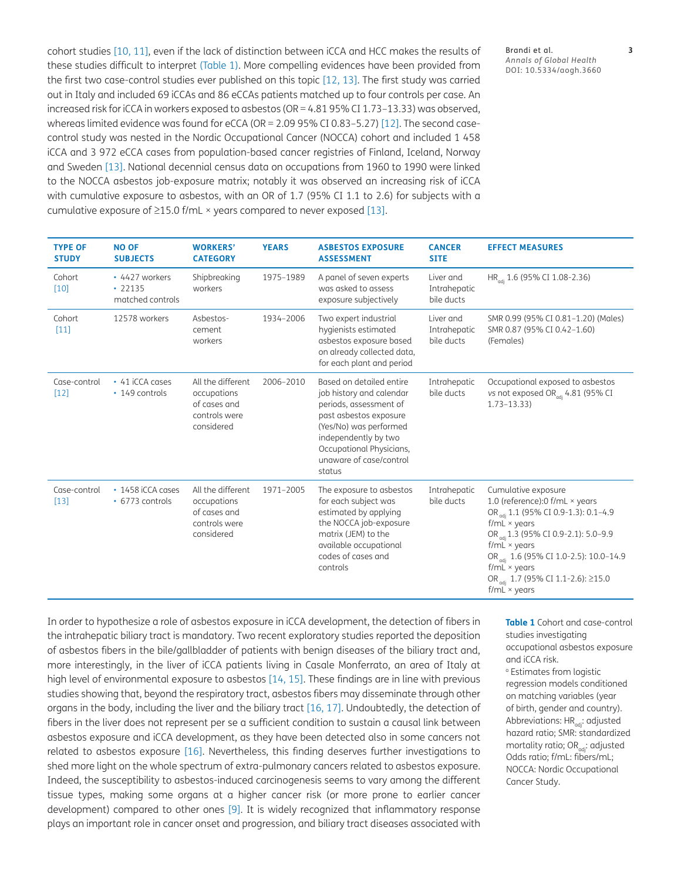cohort studies [10, 11], even if the lack of distinction between iCCA and HCC makes the results of these studies difficult to interpret (Table 1). More compelling evidences have been provided from the first two case-control studies ever published on this topic [12, 13]. The first study was carried out in Italy and included 69 iCCAs and 86 eCCAs patients matched up to four controls per case. An increased risk for iCCA in workers exposed to asbestos (OR = 4.81 95% CI 1.73–13.33) was observed, whereas limited evidence was found for eCCA (OR = 2.09 95% CI 0.83–5.27) [12]. The second case-control study was nested in the Nordic Occupational Cancer (NOCCA) cohort and included 1 458 iCCA and 3 972 eCCA cases from population-based cancer registries of Finland, Iceland, Norway and Sweden [13]. National decennial census data on occupations from 1960 to 1990 were linked to the NOCCA asbestos job-exposure matrix; notably it was observed an increasing risk of iCCA with cumulative exposure to asbestos, with an OR of 1.7 (95% CI 1.1 to 2.6) for subjects with a cumulative exposure of ≥15.0 f/mL × years compared to never exposed [13].

| TYPE OF STUDY | NO OF SUBJECTS | WORKERS' CATEGORY | YEARS | ASBESTOS EXPOSURE ASSESSMENT | CANCER SITE | EFFECT MEASURES |
|---|---|---|---|---|---|---|
| Cohort [10] | • 4427 workers<br>• 22135 matched controls | Shipbreaking workers | 1975–1989 | A panel of seven experts was asked to assess exposure subjectively | Liver and Intrahepatic bile ducts | $HR_{adj}$ 1.6 (95% CI 1.08-2.36) |
| Cohort [11] | 12578 workers | Asbestos-cement workers | 1934–2006 | Two expert industrial hygienists estimated asbestos exposure based on already collected data, for each plant and period | Liver and Intrahepatic bile ducts | SMR 0.99 (95% CI 0.81–1.20) (Males)<br>SMR 0.87 (95% CI 0.42–1.60) (Females) |
| Case-control [12] | • 41 iCCA cases<br>• 149 controls | All the different occupations of cases and controls were considered | 2006–2010 | Based on detailed entire job history and calendar periods, assessment of past asbestos exposure (Yes/No) was performed independently by two Occupational Physicians, unaware of case/control status | Intrahepatic bile ducts | Occupational exposed to asbestos *vs* not exposed $OR_{adj}$ 4.81 (95% CI 1.73–13.33) |
| Case-control [13] | • 1458 iCCA cases<br>• 6773 controls | All the different occupations of cases and controls were considered | 1971–2005 | The exposure to asbestos for each subject was estimated by applying the NOCCA job-exposure matrix (JEM) to the available occupational codes of cases and controls | Intrahepatic bile ducts | Cumulative exposure<br>1.0 (reference):0 f/mL × years<br>$OR_{adj}$ 1.1 (95% CI 0.9-1.3): 0.1–4.9 f/mL × years<br>$OR_{adj}$ 1.3 (95% CI 0.9-2.1): 5.0–9.9 f/mL × years<br>$OR_{adj}$ 1.6 (95% CI 1.0-2.5): 10.0–14.9 f/mL × years<br>$OR_{adj}$ 1.7 (95% CI 1.1-2.6): ≥15.0 f/mL × years |

**Table 1** Cohort and case-control studies investigating occupational asbestos exposure and iCCA risk.
[a] Estimates from logistic regression models conditioned on matching variables (year of birth, gender and country). Abbreviations: $HR_{adj}$: adjusted hazard ratio; SMR: standardized mortality ratio; $OR_{adj}$: adjusted Odds ratio; f/mL: fibers/mL; NOCCA: Nordic Occupational Cancer Study.

In order to hypothesize a role of asbestos exposure in iCCA development, the detection of fibers in the intrahepatic biliary tract is mandatory. Two recent exploratory studies reported the deposition of asbestos fibers in the bile/gallbladder of patients with benign diseases of the biliary tract and, more interestingly, in the liver of iCCA patients living in Casale Monferrato, an area of Italy at high level of environmental exposure to asbestos [14, 15]. These findings are in line with previous studies showing that, beyond the respiratory tract, asbestos fibers may disseminate through other organs in the body, including the liver and the biliary tract [16, 17]. Undoubtedly, the detection of fibers in the liver does not represent per se a sufficient condition to sustain a causal link between asbestos exposure and iCCA development, as they have been detected also in some cancers not related to asbestos exposure [16]. Nevertheless, this finding deserves further investigations to shed more light on the whole spectrum of extra-pulmonary cancers related to asbestos exposure. Indeed, the susceptibility to asbestos-induced carcinogenesis seems to vary among the different tissue types, making some organs at a higher cancer risk (or more prone to earlier cancer development) compared to other ones [9]. It is widely recognized that inflammatory response plays an important role in cancer onset and progression, and biliary tract diseases associated with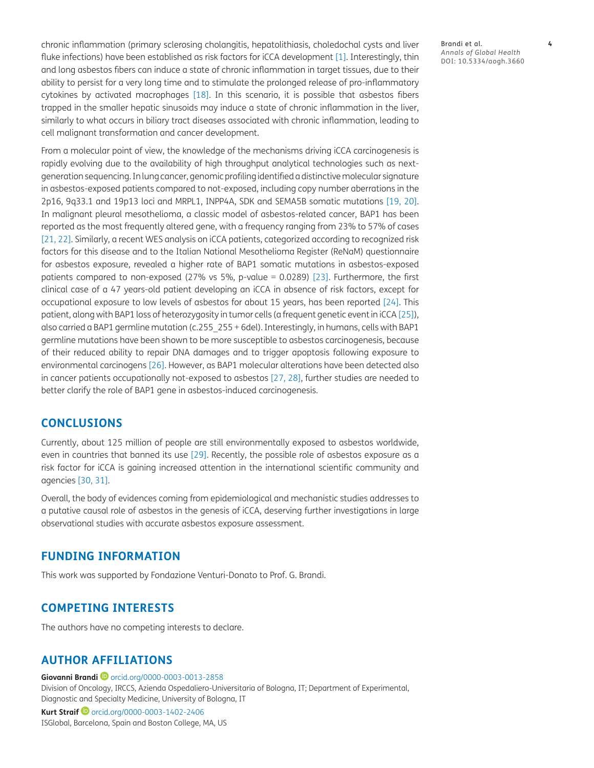chronic inflammation (primary sclerosing cholangitis, hepatolithiasis, choledochal cysts and liver fluke infections) have been established as risk factors for iCCA development [1]. Interestingly, thin and long asbestos fibers can induce a state of chronic inflammation in target tissues, due to their ability to persist for a very long time and to stimulate the prolonged release of pro-inflammatory cytokines by activated macrophages [18]. In this scenario, it is possible that asbestos fibers trapped in the smaller hepatic sinusoids may induce a state of chronic inflammation in the liver, similarly to what occurs in biliary tract diseases associated with chronic inflammation, leading to cell malignant transformation and cancer development.

From a molecular point of view, the knowledge of the mechanisms driving iCCA carcinogenesis is rapidly evolving due to the availability of high throughput analytical technologies such as next-generation sequencing. In lung cancer, genomic profiling identified a distinctive molecular signature in asbestos-exposed patients compared to not-exposed, including copy number aberrations in the 2p16, 9q33.1 and 19p13 loci and MRPL1, INPP4A, SDK and SEMA5B somatic mutations [19, 20]. In malignant pleural mesothelioma, a classic model of asbestos-related cancer, BAP1 has been reported as the most frequently altered gene, with a frequency ranging from 23% to 57% of cases [21, 22]. Similarly, a recent WES analysis on iCCA patients, categorized according to recognized risk factors for this disease and to the Italian National Mesothelioma Register (ReNaM) questionnaire for asbestos exposure, revealed a higher rate of BAP1 somatic mutations in asbestos-exposed patients compared to non-exposed (27% vs 5%, p-value = 0.0289) [23]. Furthermore, the first clinical case of a 47 years-old patient developing an iCCA in absence of risk factors, except for occupational exposure to low levels of asbestos for about 15 years, has been reported [24]. This patient, along with BAP1 loss of heterozygosity in tumor cells (a frequent genetic event in iCCA [25]), also carried a BAP1 germline mutation (c.255_255 + 6del). Interestingly, in humans, cells with BAP1 germline mutations have been shown to be more susceptible to asbestos carcinogenesis, because of their reduced ability to repair DNA damages and to trigger apoptosis following exposure to environmental carcinogens [26]. However, as BAP1 molecular alterations have been detected also in cancer patients occupationally not-exposed to asbestos [27, 28], further studies are needed to better clarify the role of BAP1 gene in asbestos-induced carcinogenesis.

## CONCLUSIONS

Currently, about 125 million of people are still environmentally exposed to asbestos worldwide, even in countries that banned its use [29]. Recently, the possible role of asbestos exposure as a risk factor for iCCA is gaining increased attention in the international scientific community and agencies [30, 31].

Overall, the body of evidences coming from epidemiological and mechanistic studies addresses to a putative causal role of asbestos in the genesis of iCCA, deserving further investigations in large observational studies with accurate asbestos exposure assessment.

## FUNDING INFORMATION

This work was supported by Fondazione Venturi-Donato to Prof. G. Brandi.

## COMPETING INTERESTS

The authors have no competing interests to declare.

## AUTHOR AFFILIATIONS

**Giovanni Brandi** orcid.org/0000-0003-0013-2858
Division of Oncology, IRCCS, Azienda Ospedaliero-Universitaria of Bologna, IT; Department of Experimental, Diagnostic and Specialty Medicine, University of Bologna, IT

**Kurt Straif** orcid.org/0000-0003-1402-2406
ISGlobal, Barcelona, Spain and Boston College, MA, US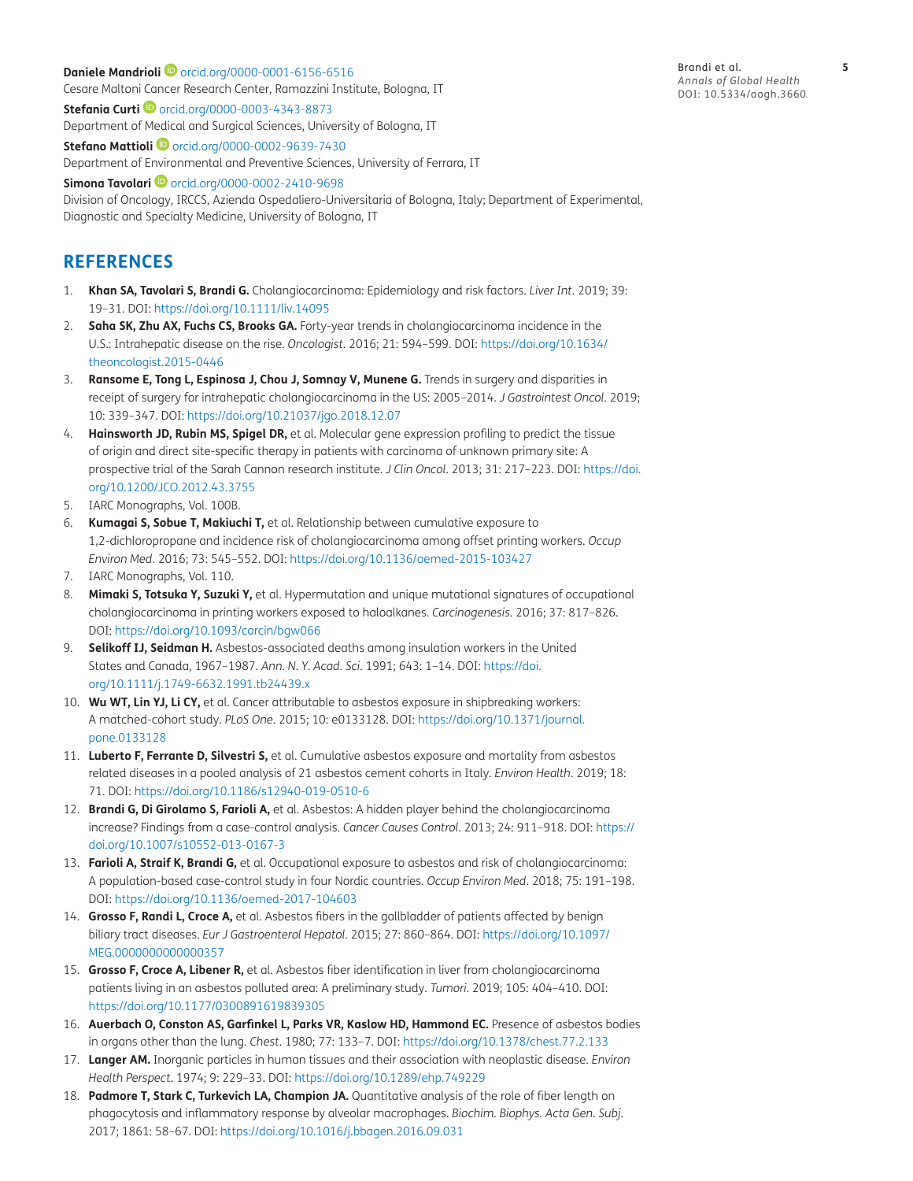**Daniele Mandrioli** orcid.org/0000-0001-6156-6516
Cesare Maltoni Cancer Research Center, Ramazzini Institute, Bologna, IT

**Stefania Curti** orcid.org/0000-0003-4343-8873
Department of Medical and Surgical Sciences, University of Bologna, IT

**Stefano Mattioli** orcid.org/0000-0002-9639-7430
Department of Environmental and Preventive Sciences, University of Ferrara, IT

**Simona Tavolari** orcid.org/0000-0002-2410-9698
Division of Oncology, IRCCS, Azienda Ospedaliero-Universitaria of Bologna, Italy; Department of Experimental, Diagnostic and Specialty Medicine, University of Bologna, IT

## REFERENCES

1. **Khan SA, Tavolari S, Brandi G.** Cholangiocarcinoma: Epidemiology and risk factors. *Liver Int*. 2019; 39: 19–31. DOI: https://doi.org/10.1111/liv.14095
2. **Saha SK, Zhu AX, Fuchs CS, Brooks GA.** Forty-year trends in cholangiocarcinoma incidence in the U.S.: Intrahepatic disease on the rise. *Oncologist*. 2016; 21: 594–599. DOI: https://doi.org/10.1634/theoncologist.2015-0446
3. **Ransome E, Tong L, Espinosa J, Chou J, Somnay V, Munene G.** Trends in surgery and disparities in receipt of surgery for intrahepatic cholangiocarcinoma in the US: 2005–2014. *J Gastrointest Oncol*. 2019; 10: 339–347. DOI: https://doi.org/10.21037/jgo.2018.12.07
4. **Hainsworth JD, Rubin MS, Spigel DR,** et al. Molecular gene expression profiling to predict the tissue of origin and direct site-specific therapy in patients with carcinoma of unknown primary site: A prospective trial of the Sarah Cannon research institute. *J Clin Oncol*. 2013; 31: 217–223. DOI: https://doi.org/10.1200/JCO.2012.43.3755
5. IARC Monographs, Vol. 100B.
6. **Kumagai S, Sobue T, Makiuchi T,** et al. Relationship between cumulative exposure to 1,2-dichloropropane and incidence risk of cholangiocarcinoma among offset printing workers. *Occup Environ Med*. 2016; 73: 545–552. DOI: https://doi.org/10.1136/oemed-2015-103427
7. IARC Monographs, Vol. 110.
8. **Mimaki S, Totsuka Y, Suzuki Y,** et al. Hypermutation and unique mutational signatures of occupational cholangiocarcinoma in printing workers exposed to haloalkanes. *Carcinogenesis*. 2016; 37: 817–826. DOI: https://doi.org/10.1093/carcin/bgw066
9. **Selikoff IJ, Seidman H.** Asbestos-associated deaths among insulation workers in the United States and Canada, 1967–1987. *Ann. N. Y. Acad. Sci*. 1991; 643: 1–14. DOI: https://doi.org/10.1111/j.1749-6632.1991.tb24439.x
10. **Wu WT, Lin YJ, Li CY,** et al. Cancer attributable to asbestos exposure in shipbreaking workers: A matched-cohort study. *PLoS One*. 2015; 10: e0133128. DOI: https://doi.org/10.1371/journal.pone.0133128
11. **Luberto F, Ferrante D, Silvestri S,** et al. Cumulative asbestos exposure and mortality from asbestos related diseases in a pooled analysis of 21 asbestos cement cohorts in Italy. *Environ Health*. 2019; 18: 71. DOI: https://doi.org/10.1186/s12940-019-0510-6
12. **Brandi G, Di Girolamo S, Farioli A,** et al. Asbestos: A hidden player behind the cholangiocarcinoma increase? Findings from a case-control analysis. *Cancer Causes Control*. 2013; 24: 911–918. DOI: https://doi.org/10.1007/s10552-013-0167-3
13. **Farioli A, Straif K, Brandi G,** et al. Occupational exposure to asbestos and risk of cholangiocarcinoma: A population-based case-control study in four Nordic countries. *Occup Environ Med*. 2018; 75: 191–198. DOI: https://doi.org/10.1136/oemed-2017-104603
14. **Grosso F, Randi L, Croce A,** et al. Asbestos fibers in the gallbladder of patients affected by benign biliary tract diseases. *Eur J Gastroenterol Hepatol*. 2015; 27: 860–864. DOI: https://doi.org/10.1097/MEG.0000000000000357
15. **Grosso F, Croce A, Libener R,** et al. Asbestos fiber identification in liver from cholangiocarcinoma patients living in an asbestos polluted area: A preliminary study. *Tumori*. 2019; 105: 404–410. DOI: https://doi.org/10.1177/0300891619839305
16. **Auerbach O, Conston AS, Garfinkel L, Parks VR, Kaslow HD, Hammond EC.** Presence of asbestos bodies in organs other than the lung. *Chest*. 1980; 77: 133–7. DOI: https://doi.org/10.1378/chest.77.2.133
17. **Langer AM.** Inorganic particles in human tissues and their association with neoplastic disease. *Environ Health Perspect*. 1974; 9: 229–33. DOI: https://doi.org/10.1289/ehp.749229
18. **Padmore T, Stark C, Turkevich LA, Champion JA.** Quantitative analysis of the role of fiber length on phagocytosis and inflammatory response by alveolar macrophages. *Biochim. Biophys. Acta Gen. Subj*. 2017; 1861: 58–67. DOI: https://doi.org/10.1016/j.bbagen.2016.09.031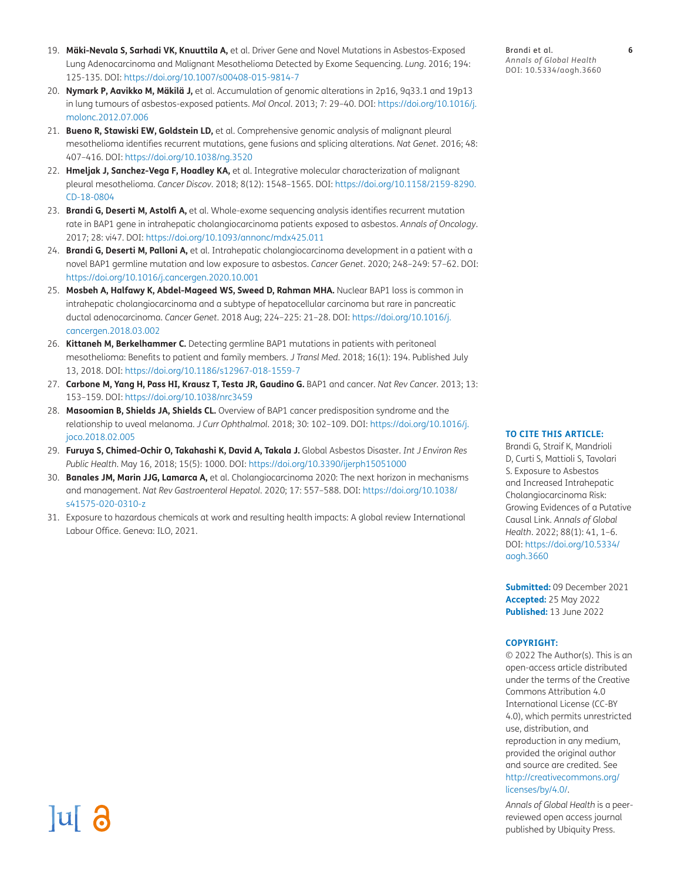19. **Mäki-Nevala S, Sarhadi VK, Knuuttila A,** et al. Driver Gene and Novel Mutations in Asbestos-Exposed Lung Adenocarcinoma and Malignant Mesothelioma Detected by Exome Sequencing. *Lung*. 2016; 194: 125-135. DOI: https://doi.org/10.1007/s00408-015-9814-7
20. **Nymark P, Aavikko M, Mäkilä J,** et al. Accumulation of genomic alterations in 2p16, 9q33.1 and 19p13 in lung tumours of asbestos-exposed patients. *Mol Oncol*. 2013; 7: 29–40. DOI: https://doi.org/10.1016/j.molonc.2012.07.006
21. **Bueno R, Stawiski EW, Goldstein LD,** et al. Comprehensive genomic analysis of malignant pleural mesothelioma identifies recurrent mutations, gene fusions and splicing alterations. *Nat Genet*. 2016; 48: 407–416. DOI: https://doi.org/10.1038/ng.3520
22. **Hmeljak J, Sanchez-Vega F, Hoadley KA,** et al. Integrative molecular characterization of malignant pleural mesothelioma. *Cancer Discov*. 2018; 8(12): 1548–1565. DOI: https://doi.org/10.1158/2159-8290.CD-18-0804
23. **Brandi G, Deserti M, Astolfi A,** et al. Whole-exome sequencing analysis identifies recurrent mutation rate in BAP1 gene in intrahepatic cholangiocarcinoma patients exposed to asbestos. *Annals of Oncology*. 2017; 28: vi47. DOI: https://doi.org/10.1093/annonc/mdx425.011
24. **Brandi G, Deserti M, Palloni A,** et al. Intrahepatic cholangiocarcinoma development in a patient with a novel BAP1 germline mutation and low exposure to asbestos. *Cancer Genet*. 2020; 248–249: 57–62. DOI: https://doi.org/10.1016/j.cancergen.2020.10.001
25. **Mosbeh A, Halfawy K, Abdel-Mageed WS, Sweed D, Rahman MHA.** Nuclear BAP1 loss is common in intrahepatic cholangiocarcinoma and a subtype of hepatocellular carcinoma but rare in pancreatic ductal adenocarcinoma. *Cancer Genet*. 2018 Aug; 224–225: 21–28. DOI: https://doi.org/10.1016/j.cancergen.2018.03.002
26. **Kittaneh M, Berkelhammer C.** Detecting germline BAP1 mutations in patients with peritoneal mesothelioma: Benefits to patient and family members. *J Transl Med*. 2018; 16(1): 194. Published July 13, 2018. DOI: https://doi.org/10.1186/s12967-018-1559-7
27. **Carbone M, Yang H, Pass HI, Krausz T, Testa JR, Gaudino G.** BAP1 and cancer. *Nat Rev Cancer*. 2013; 13: 153–159. DOI: https://doi.org/10.1038/nrc3459
28. **Masoomian B, Shields JA, Shields CL.** Overview of BAP1 cancer predisposition syndrome and the relationship to uveal melanoma. *J Curr Ophthalmol*. 2018; 30: 102–109. DOI: https://doi.org/10.1016/j.joco.2018.02.005
29. **Furuya S, Chimed-Ochir O, Takahashi K, David A, Takala J.** Global Asbestos Disaster. *Int J Environ Res Public Health*. May 16, 2018; 15(5): 1000. DOI: https://doi.org/10.3390/ijerph15051000
30. **Banales JM, Marin JJG, Lamarca A,** et al. Cholangiocarcinoma 2020: The next horizon in mechanisms and management. *Nat Rev Gastroenterol Hepatol*. 2020; 17: 557–588. DOI: https://doi.org/10.1038/s41575-020-0310-z
31. Exposure to hazardous chemicals at work and resulting health impacts: A global review International Labour Office. Geneva: ILO, 2021.

**TO CITE THIS ARTICLE:**

Brandi G, Straif K, Mandrioli D, Curti S, Mattioli S, Tavolari S. Exposure to Asbestos and Increased Intrahepatic Cholangiocarcinoma Risk: Growing Evidences of a Putative Causal Link. *Annals of Global Health*. 2022; 88(1): 41, 1–6. DOI: https://doi.org/10.5334/aogh.3660

**Submitted:** 09 December 2021
**Accepted:** 25 May 2022
**Published:** 13 June 2022

**COPYRIGHT:**

© 2022 The Author(s). This is an open-access article distributed under the terms of the Creative Commons Attribution 4.0 International License (CC-BY 4.0), which permits unrestricted use, distribution, and reproduction in any medium, provided the original author and source are credited. See http://creativecommons.org/licenses/by/4.0/.

*Annals of Global Health* is a peer-reviewed open access journal published by Ubiquity Press.